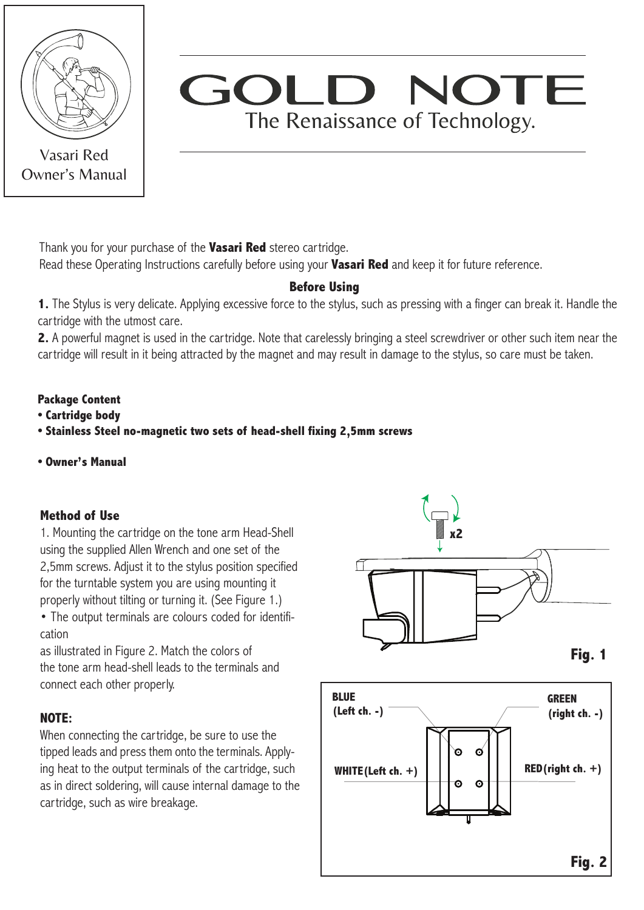Vasari Red
Owner's Manual

# GOLD NOTE

The Renaissance of Technology.

Thank you for your purchase of the **Vasari Red** stereo cartridge.
Read these Operating Instructions carefully before using your **Vasari Red** and keep it for future reference.

## Before Using

**1.** The Stylus is very delicate. Applying excessive force to the stylus, such as pressing with a finger can break it. Handle the cartridge with the utmost care.

**2.** A powerful magnet is used in the cartridge. Note that carelessly bringing a steel screwdriver or other such item near the cartridge will result in it being attracted by the magnet and may result in damage to the stylus, so care must be taken.

**Package Content**

- **Cartridge body**
- **Stainless Steel no-magnetic two sets of head-shell fixing 2,5mm screws**
- **Owner's Manual**

## Method of Use

1. Mounting the cartridge on the tone arm Head-Shell using the supplied Allen Wrench and one set of the 2,5mm screws. Adjust it to the stylus position specified for the turntable system you are using mounting it properly without tilting or turning it. (See Figure 1.)

• The output terminals are colours coded for identification as illustrated in Figure 2. Match the colors of the tone arm head-shell leads to the terminals and connect each other properly.

**NOTE:**

When connecting the cartridge, be sure to use the tipped leads and press them onto the terminals. Applying heat to the output terminals of the cartridge, such as in direct soldering, will cause internal damage to the cartridge, such as wire breakage.

x2

**Fig. 1**

**BLUE (Left ch. -)**

**GREEN (right ch. -)**

**WHITE (Left ch. +)**

**RED (right ch. +)**

**Fig. 2**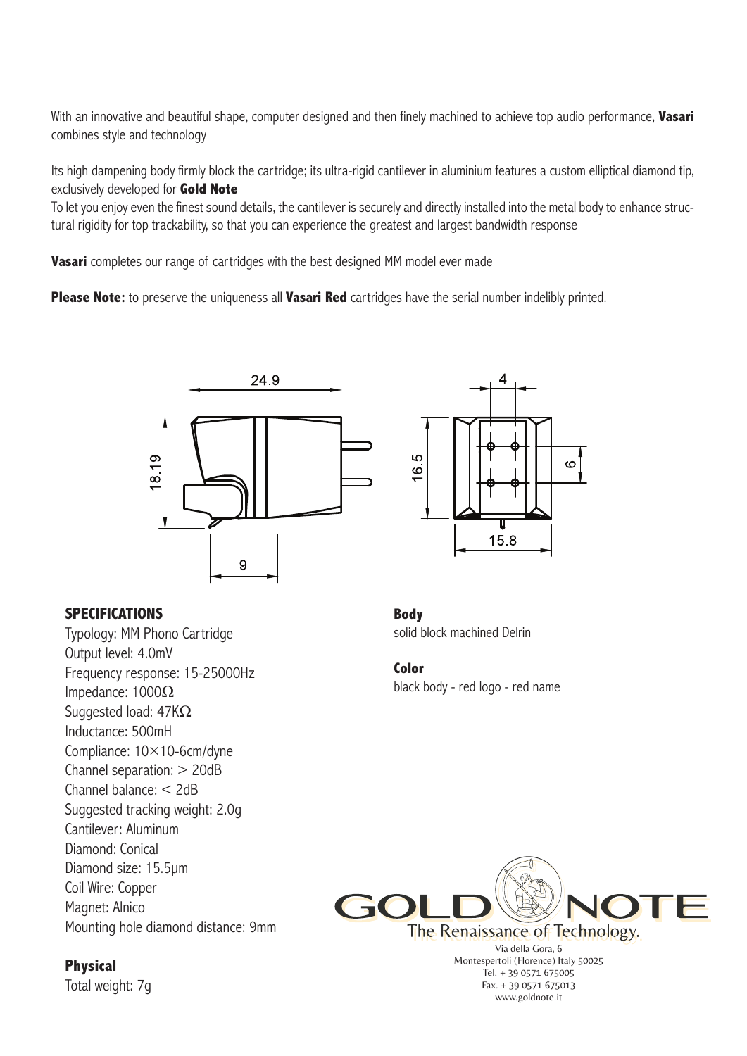With an innovative and beautiful shape, computer designed and then finely machined to achieve top audio performance, **Vasari** combines style and technology

Its high dampening body firmly block the cartridge; its ultra-rigid cantilever in aluminium features a custom elliptical diamond tip, exclusively developed for **Gold Note**

To let you enjoy even the finest sound details, the cantilever is securely and directly installed into the metal body to enhance structural rigidity for top trackability, so that you can experience the greatest and largest bandwidth response

**Vasari** completes our range of cartridges with the best designed MM model ever made

**Please Note:** to preserve the uniqueness all **Vasari Red** cartridges have the serial number indelibly printed.

24.9

18.19

9

4

16.5

6

15.8

## SPECIFICATIONS

Typology: MM Phono Cartridge
Output level: 4.0mV
Frequency response: 15-25000Hz
Impedance: 1000Ω
Suggested load: 47KΩ
Inductance: 500mH
Compliance: 10×10-6cm/dyne
Channel separation: > 20dB
Channel balance: < 2dB
Suggested tracking weight: 2.0g
Cantilever: Aluminum
Diamond: Conical
Diamond size: 15.5µm
Coil Wire: Copper
Magnet: Alnico
Mounting hole diamond distance: 9mm

## Physical

Total weight: 7g

**Body**
solid block machined Delrin

**Color**
black body - red logo - red name

GOLD NOTE
The Renaissance of Technology.

Via della Gora, 6
Montespertoli (Florence) Italy 50025
Tel. + 39 0571 675005
Fax. + 39 0571 675013
www.goldnote.it